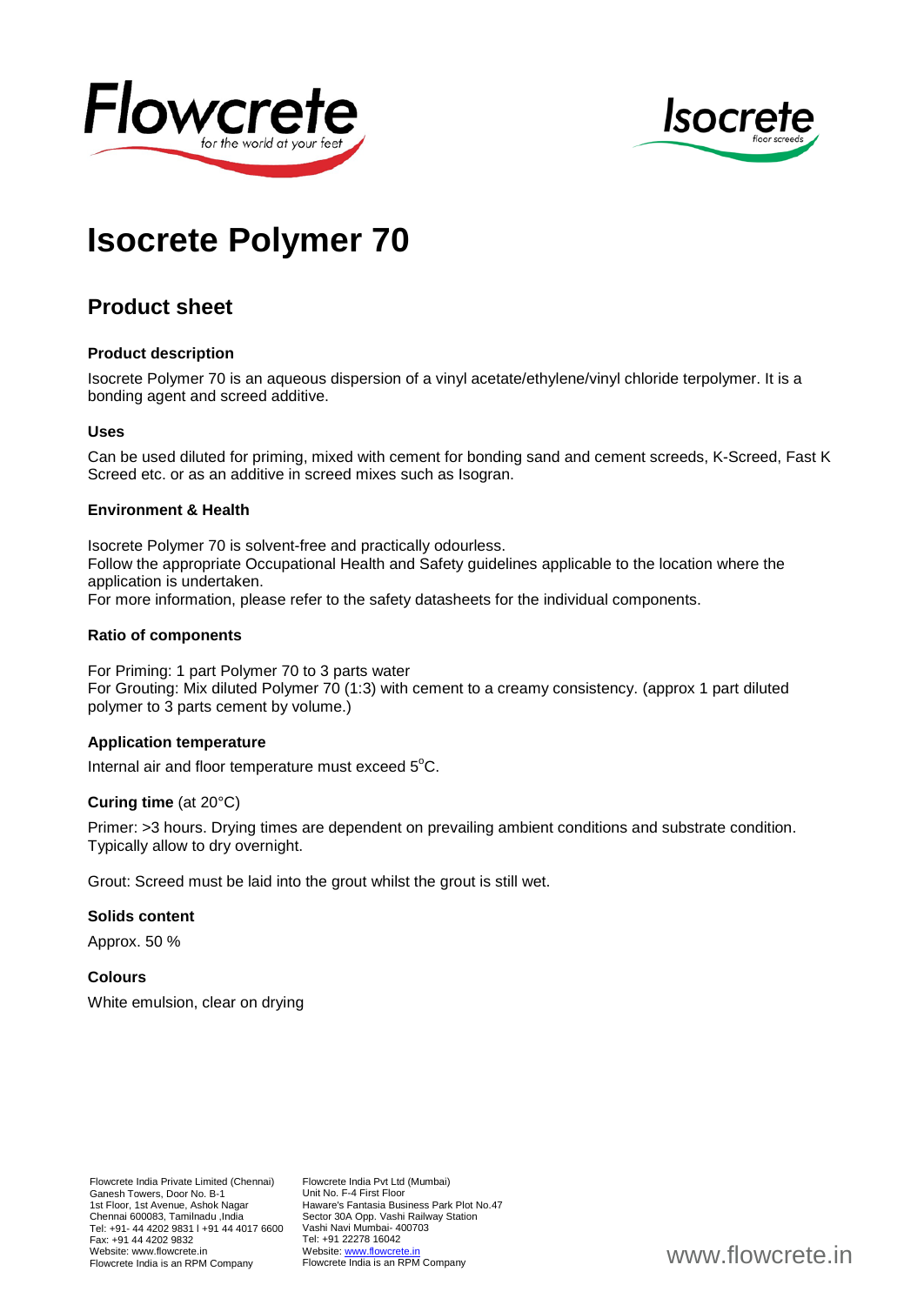# Isocrete Polymer 70

## Product sheet

### Product description

Isocrete Polymer 70 is an aqueous dispersion of a vinyl acetate/ethylene/vinyl chloride terpolymer. It is a bonding agent and screed additive.

### Uses

Can be used diluted for priming, mixed with cement for bonding sand and cement screeds, K-Screed, Fast K Screed etc. or as an additive in screed mixes such as Isogran.

### Environment & Health

Isocrete Polymer 70 is solvent-free and practically odourless.
Follow the appropriate Occupational Health and Safety guidelines applicable to the location where the application is undertaken.
For more information, please refer to the safety datasheets for the individual components.

### Ratio of components

For Priming: 1 part Polymer 70 to 3 parts water
For Grouting: Mix diluted Polymer 70 (1:3) with cement to a creamy consistency. (approx 1 part diluted polymer to 3 parts cement by volume.)

### Application temperature

Internal air and floor temperature must exceed 5$^{o}$C.

### Curing time (at 20°C)

Primer: >3 hours. Drying times are dependent on prevailing ambient conditions and substrate condition. Typically allow to dry overnight.

Grout: Screed must be laid into the grout whilst the grout is still wet.

### Solids content

Approx. 50 %

### Colours

White emulsion, clear on drying

Flowcrete India Private Limited (Chennai)
Ganesh Towers, Door No. B-1
1st Floor, 1st Avenue, Ashok Nagar
Chennai 600083, Tamilnadu ,India
Tel: +91- 44 4202 9831 I +91 44 4017 6600
Fax: +91 44 4202 9832
Website: www.flowcrete.in
Flowcrete India is an RPM Company

Flowcrete India Pvt Ltd (Mumbai)
Unit No. F-4 First Floor
Haware's Fantasia Business Park Plot No.47
Sector 30A Opp. Vashi Railway Station
Vashi Navi Mumbai- 400703
Tel: +91 22278 16042
Website: www.flowcrete.in
Flowcrete India is an RPM Company

www.flowcrete.in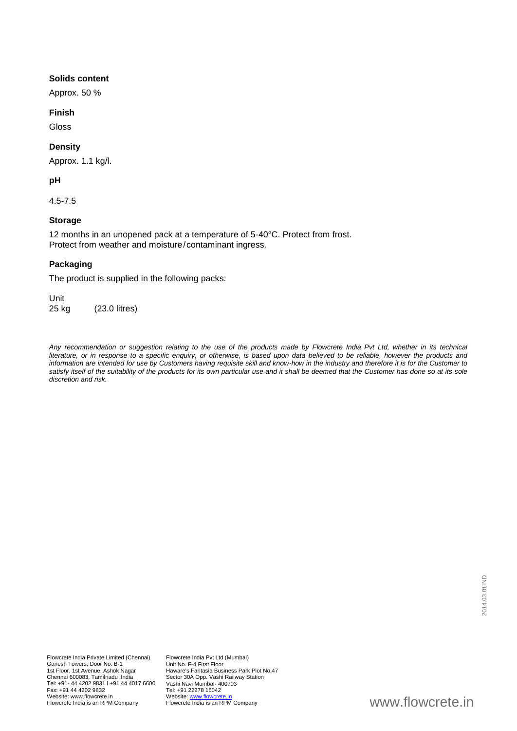### Solids content

Approx. 50 %

### Finish

Gloss

### Density

Approx. 1.1 kg/l.

### pH

4.5-7.5

### Storage

12 months in an unopened pack at a temperature of 5-40°C. Protect from frost.
Protect from weather and moisture/contaminant ingress.

### Packaging

The product is supplied in the following packs:

| | |
|---|---|
| Unit | |
| 25 kg | (23.0 litres) |

*Any recommendation or suggestion relating to the use of the products made by Flowcrete India Pvt Ltd, whether in its technical literature, or in response to a specific enquiry, or otherwise, is based upon data believed to be reliable, however the products and information are intended for use by Customers having requisite skill and know-how in the industry and therefore it is for the Customer to satisfy itself of the suitability of the products for its own particular use and it shall be deemed that the Customer has done so at its sole discretion and risk.*

2014.03.01IND

Flowcrete India Private Limited (Chennai)
Ganesh Towers, Door No. B-1
1st Floor, 1st Avenue, Ashok Nagar
Chennai 600083, Tamilnadu ,India
Tel: +91- 44 4202 9831 I +91 44 4017 6600
Fax: +91 44 4202 9832
Website: www.flowcrete.in
Flowcrete India is an RPM Company

Flowcrete India Pvt Ltd (Mumbai)
Unit No. F-4 First Floor
Haware's Fantasia Business Park Plot No.47
Sector 30A Opp. Vashi Railway Station
Vashi Navi Mumbai- 400703
Tel: +91 22278 16042
Website: www.flowcrete.in
Flowcrete India is an RPM Company

www.flowcrete.in